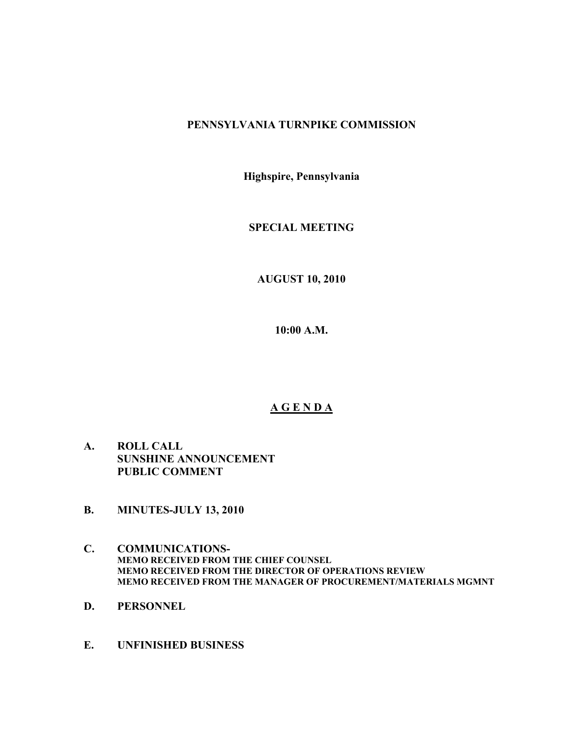# PENNSYLVANIA TURNPIKE COMMISSION

**Highspire, Pennsylvania**

**SPECIAL MEETING**

**AUGUST 10, 2010**

**10:00 A.M.**

## A G E N D A

**A. ROLL CALL**
**SUNSHINE ANNOUNCEMENT**
**PUBLIC COMMENT**

**B. MINUTES-JULY 13, 2010**

**C. COMMUNICATIONS-**
**MEMO RECEIVED FROM THE CHIEF COUNSEL**
**MEMO RECEIVED FROM THE DIRECTOR OF OPERATIONS REVIEW**
**MEMO RECEIVED FROM THE MANAGER OF PROCUREMENT/MATERIALS MGMNT**

**D. PERSONNEL**

**E. UNFINISHED BUSINESS**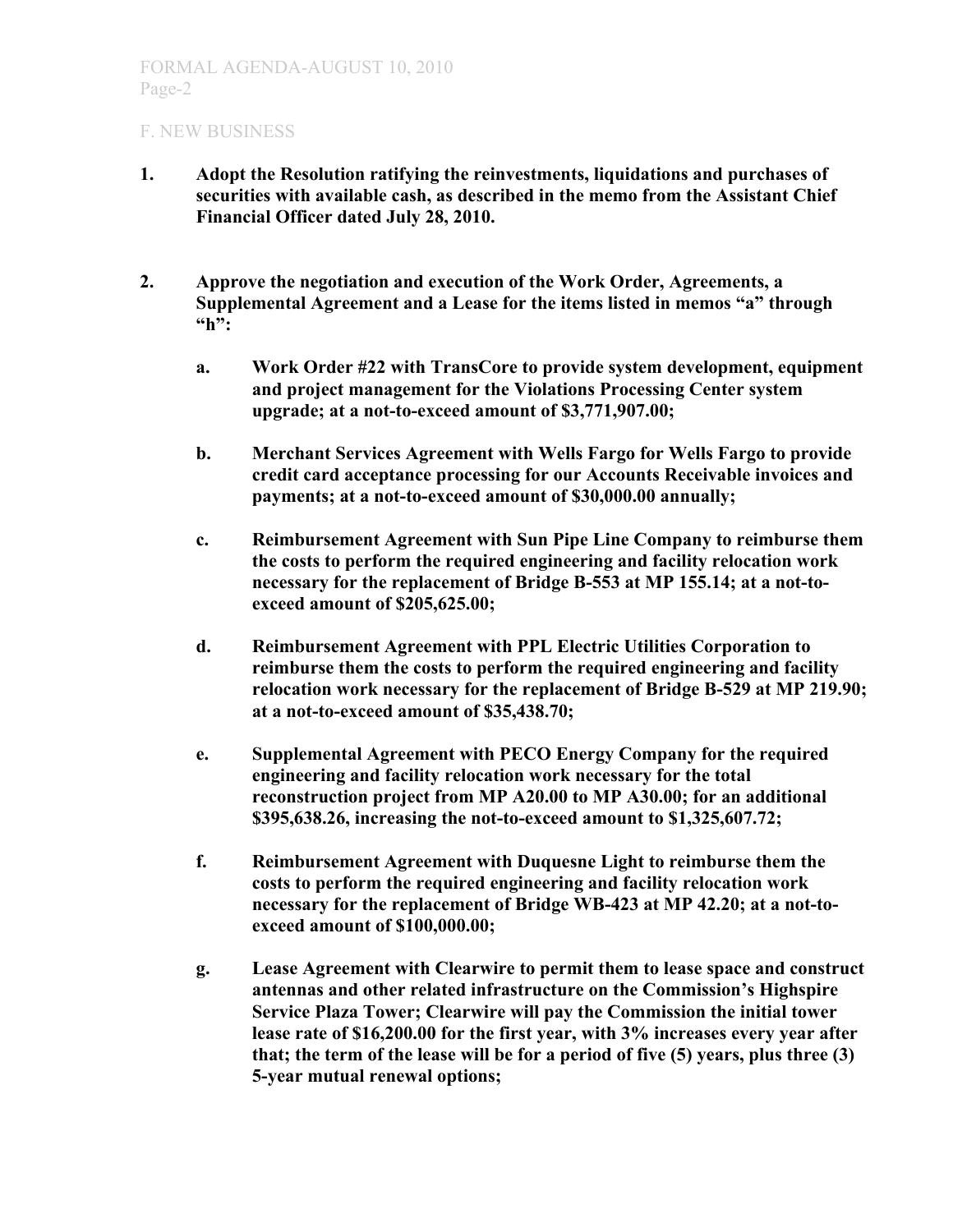## F. NEW BUSINESS

1. **Adopt the Resolution ratifying the reinvestments, liquidations and purchases of securities with available cash, as described in the memo from the Assistant Chief Financial Officer dated July 28, 2010.**

2. **Approve the negotiation and execution of the Work Order, Agreements, a Supplemental Agreement and a Lease for the items listed in memos "a" through "h":**

   a. **Work Order #22 with TransCore to provide system development, equipment and project management for the Violations Processing Center system upgrade; at a not-to-exceed amount of $3,771,907.00;**

   b. **Merchant Services Agreement with Wells Fargo for Wells Fargo to provide credit card acceptance processing for our Accounts Receivable invoices and payments; at a not-to-exceed amount of $30,000.00 annually;**

   c. **Reimbursement Agreement with Sun Pipe Line Company to reimburse them the costs to perform the required engineering and facility relocation work necessary for the replacement of Bridge B-553 at MP 155.14; at a not-to-exceed amount of $205,625.00;**

   d. **Reimbursement Agreement with PPL Electric Utilities Corporation to reimburse them the costs to perform the required engineering and facility relocation work necessary for the replacement of Bridge B-529 at MP 219.90; at a not-to-exceed amount of $35,438.70;**

   e. **Supplemental Agreement with PECO Energy Company for the required engineering and facility relocation work necessary for the total reconstruction project from MP A20.00 to MP A30.00; for an additional $395,638.26, increasing the not-to-exceed amount to $1,325,607.72;**

   f. **Reimbursement Agreement with Duquesne Light to reimburse them the costs to perform the required engineering and facility relocation work necessary for the replacement of Bridge WB-423 at MP 42.20; at a not-to-exceed amount of $100,000.00;**

   g. **Lease Agreement with Clearwire to permit them to lease space and construct antennas and other related infrastructure on the Commission's Highspire Service Plaza Tower; Clearwire will pay the Commission the initial tower lease rate of $16,200.00 for the first year, with 3% increases every year after that; the term of the lease will be for a period of five (5) years, plus three (3) 5-year mutual renewal options;**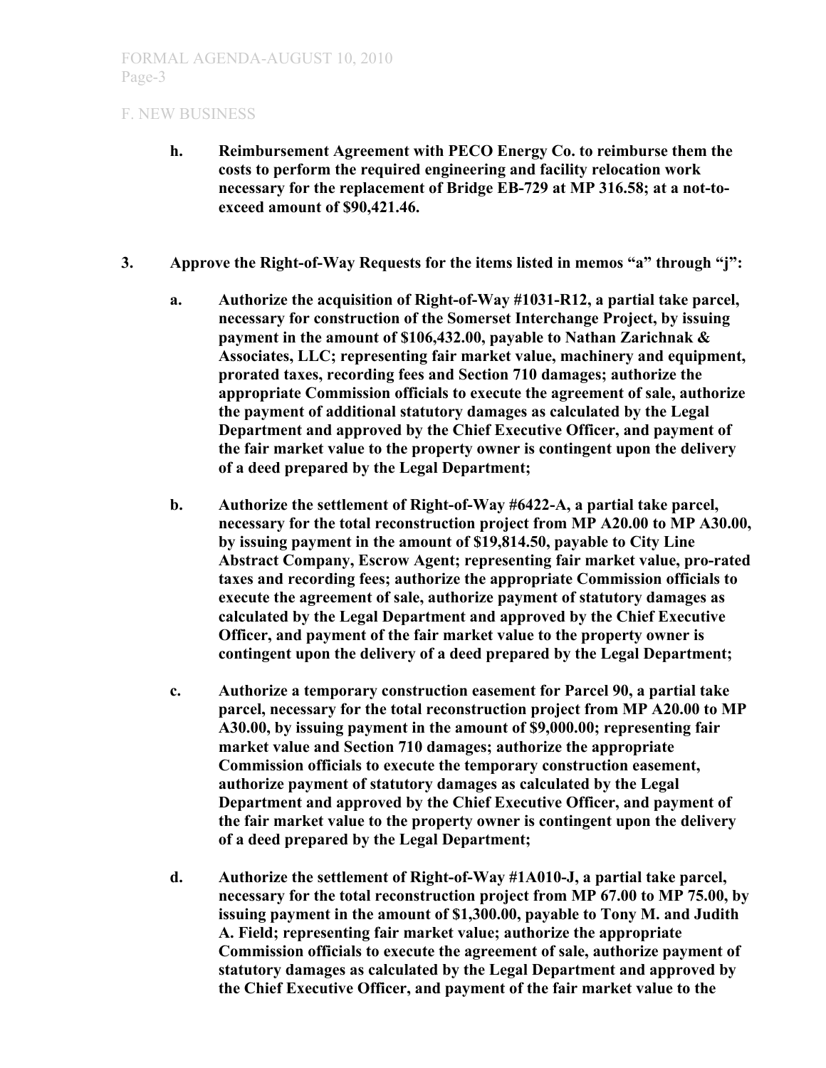F. NEW BUSINESS

h. **Reimbursement Agreement with PECO Energy Co. to reimburse them the costs to perform the required engineering and facility relocation work necessary for the replacement of Bridge EB-729 at MP 316.58; at a not-to-exceed amount of $90,421.46.**

3. **Approve the Right-of-Way Requests for the items listed in memos "a" through "j":**

   a. **Authorize the acquisition of Right-of-Way #1031-R12, a partial take parcel, necessary for construction of the Somerset Interchange Project, by issuing payment in the amount of $106,432.00, payable to Nathan Zarichnak & Associates, LLC; representing fair market value, machinery and equipment, prorated taxes, recording fees and Section 710 damages; authorize the appropriate Commission officials to execute the agreement of sale, authorize the payment of additional statutory damages as calculated by the Legal Department and approved by the Chief Executive Officer, and payment of the fair market value to the property owner is contingent upon the delivery of a deed prepared by the Legal Department;**

   b. **Authorize the settlement of Right-of-Way #6422-A, a partial take parcel, necessary for the total reconstruction project from MP A20.00 to MP A30.00, by issuing payment in the amount of $19,814.50, payable to City Line Abstract Company, Escrow Agent; representing fair market value, pro-rated taxes and recording fees; authorize the appropriate Commission officials to execute the agreement of sale, authorize payment of statutory damages as calculated by the Legal Department and approved by the Chief Executive Officer, and payment of the fair market value to the property owner is contingent upon the delivery of a deed prepared by the Legal Department;**

   c. **Authorize a temporary construction easement for Parcel 90, a partial take parcel, necessary for the total reconstruction project from MP A20.00 to MP A30.00, by issuing payment in the amount of $9,000.00; representing fair market value and Section 710 damages; authorize the appropriate Commission officials to execute the temporary construction easement, authorize payment of statutory damages as calculated by the Legal Department and approved by the Chief Executive Officer, and payment of the fair market value to the property owner is contingent upon the delivery of a deed prepared by the Legal Department;**

   d. **Authorize the settlement of Right-of-Way #1A010-J, a partial take parcel, necessary for the total reconstruction project from MP 67.00 to MP 75.00, by issuing payment in the amount of $1,300.00, payable to Tony M. and Judith A. Field; representing fair market value; authorize the appropriate Commission officials to execute the agreement of sale, authorize payment of statutory damages as calculated by the Legal Department and approved by the Chief Executive Officer, and payment of the fair market value to the**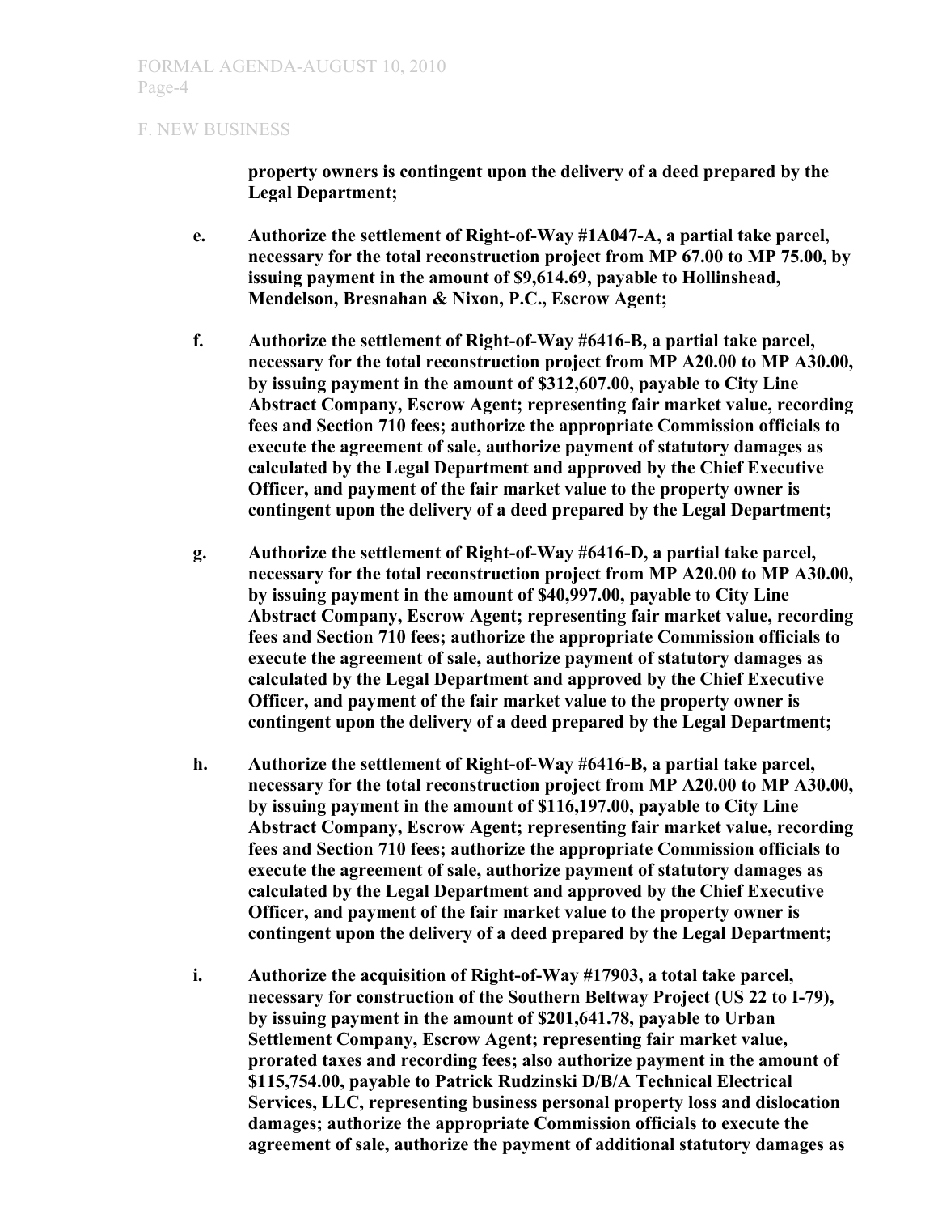**property owners is contingent upon the delivery of a deed prepared by the Legal Department;**

**e. Authorize the settlement of Right-of-Way #1A047-A, a partial take parcel, necessary for the total reconstruction project from MP 67.00 to MP 75.00, by issuing payment in the amount of $9,614.69, payable to Hollinshead, Mendelson, Bresnahan & Nixon, P.C., Escrow Agent;**

**f. Authorize the settlement of Right-of-Way #6416-B, a partial take parcel, necessary for the total reconstruction project from MP A20.00 to MP A30.00, by issuing payment in the amount of $312,607.00, payable to City Line Abstract Company, Escrow Agent; representing fair market value, recording fees and Section 710 fees; authorize the appropriate Commission officials to execute the agreement of sale, authorize payment of statutory damages as calculated by the Legal Department and approved by the Chief Executive Officer, and payment of the fair market value to the property owner is contingent upon the delivery of a deed prepared by the Legal Department;**

**g. Authorize the settlement of Right-of-Way #6416-D, a partial take parcel, necessary for the total reconstruction project from MP A20.00 to MP A30.00, by issuing payment in the amount of $40,997.00, payable to City Line Abstract Company, Escrow Agent; representing fair market value, recording fees and Section 710 fees; authorize the appropriate Commission officials to execute the agreement of sale, authorize payment of statutory damages as calculated by the Legal Department and approved by the Chief Executive Officer, and payment of the fair market value to the property owner is contingent upon the delivery of a deed prepared by the Legal Department;**

**h. Authorize the settlement of Right-of-Way #6416-B, a partial take parcel, necessary for the total reconstruction project from MP A20.00 to MP A30.00, by issuing payment in the amount of $116,197.00, payable to City Line Abstract Company, Escrow Agent; representing fair market value, recording fees and Section 710 fees; authorize the appropriate Commission officials to execute the agreement of sale, authorize payment of statutory damages as calculated by the Legal Department and approved by the Chief Executive Officer, and payment of the fair market value to the property owner is contingent upon the delivery of a deed prepared by the Legal Department;**

**i. Authorize the acquisition of Right-of-Way #17903, a total take parcel, necessary for construction of the Southern Beltway Project (US 22 to I-79), by issuing payment in the amount of $201,641.78, payable to Urban Settlement Company, Escrow Agent; representing fair market value, prorated taxes and recording fees; also authorize payment in the amount of $115,754.00, payable to Patrick Rudzinski D/B/A Technical Electrical Services, LLC, representing business personal property loss and dislocation damages; authorize the appropriate Commission officials to execute the agreement of sale, authorize the payment of additional statutory damages as**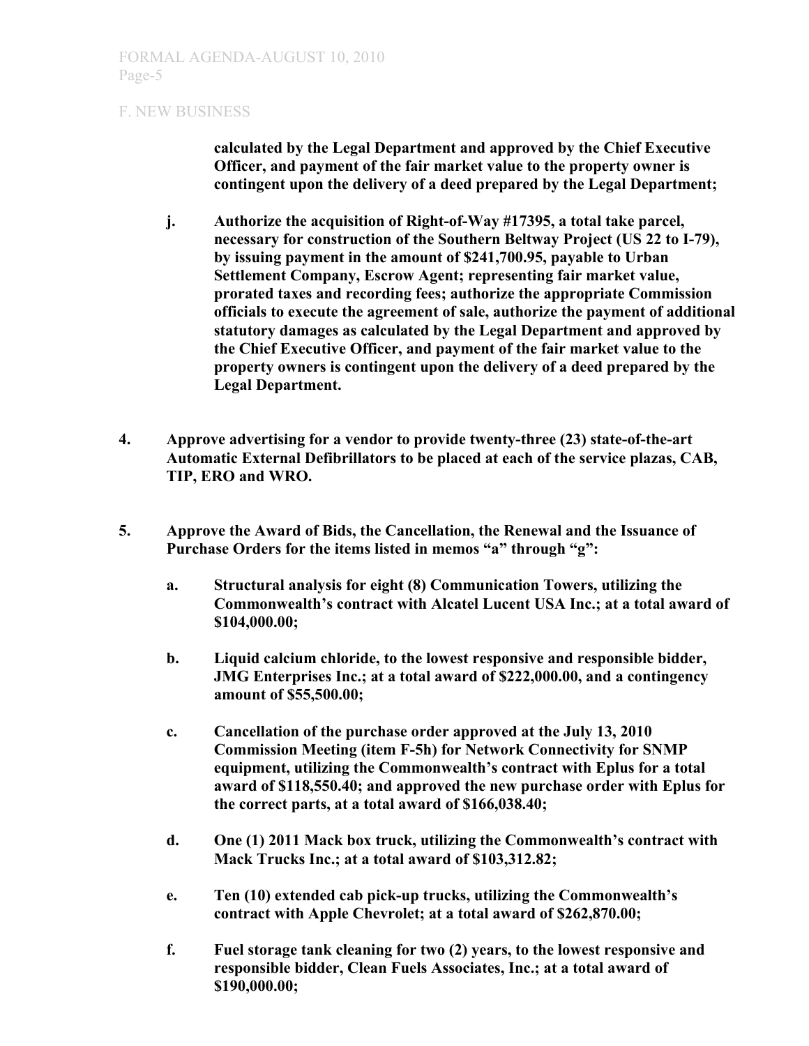calculated by the Legal Department and approved by the Chief Executive Officer, and payment of the fair market value to the property owner is contingent upon the delivery of a deed prepared by the Legal Department;

j. Authorize the acquisition of Right-of-Way #17395, a total take parcel, necessary for construction of the Southern Beltway Project (US 22 to I-79), by issuing payment in the amount of $241,700.95, payable to Urban Settlement Company, Escrow Agent; representing fair market value, prorated taxes and recording fees; authorize the appropriate Commission officials to execute the agreement of sale, authorize the payment of additional statutory damages as calculated by the Legal Department and approved by the Chief Executive Officer, and payment of the fair market value to the property owners is contingent upon the delivery of a deed prepared by the Legal Department.

4. Approve advertising for a vendor to provide twenty-three (23) state-of-the-art Automatic External Defibrillators to be placed at each of the service plazas, CAB, TIP, ERO and WRO.

5. Approve the Award of Bids, the Cancellation, the Renewal and the Issuance of Purchase Orders for the items listed in memos "a" through "g":

a. Structural analysis for eight (8) Communication Towers, utilizing the Commonwealth's contract with Alcatel Lucent USA Inc.; at a total award of $104,000.00;

b. Liquid calcium chloride, to the lowest responsive and responsible bidder, JMG Enterprises Inc.; at a total award of $222,000.00, and a contingency amount of $55,500.00;

c. Cancellation of the purchase order approved at the July 13, 2010 Commission Meeting (item F-5h) for Network Connectivity for SNMP equipment, utilizing the Commonwealth's contract with Eplus for a total award of $118,550.40; and approved the new purchase order with Eplus for the correct parts, at a total award of $166,038.40;

d. One (1) 2011 Mack box truck, utilizing the Commonwealth's contract with Mack Trucks Inc.; at a total award of $103,312.82;

e. Ten (10) extended cab pick-up trucks, utilizing the Commonwealth's contract with Apple Chevrolet; at a total award of $262,870.00;

f. Fuel storage tank cleaning for two (2) years, to the lowest responsive and responsible bidder, Clean Fuels Associates, Inc.; at a total award of $190,000.00;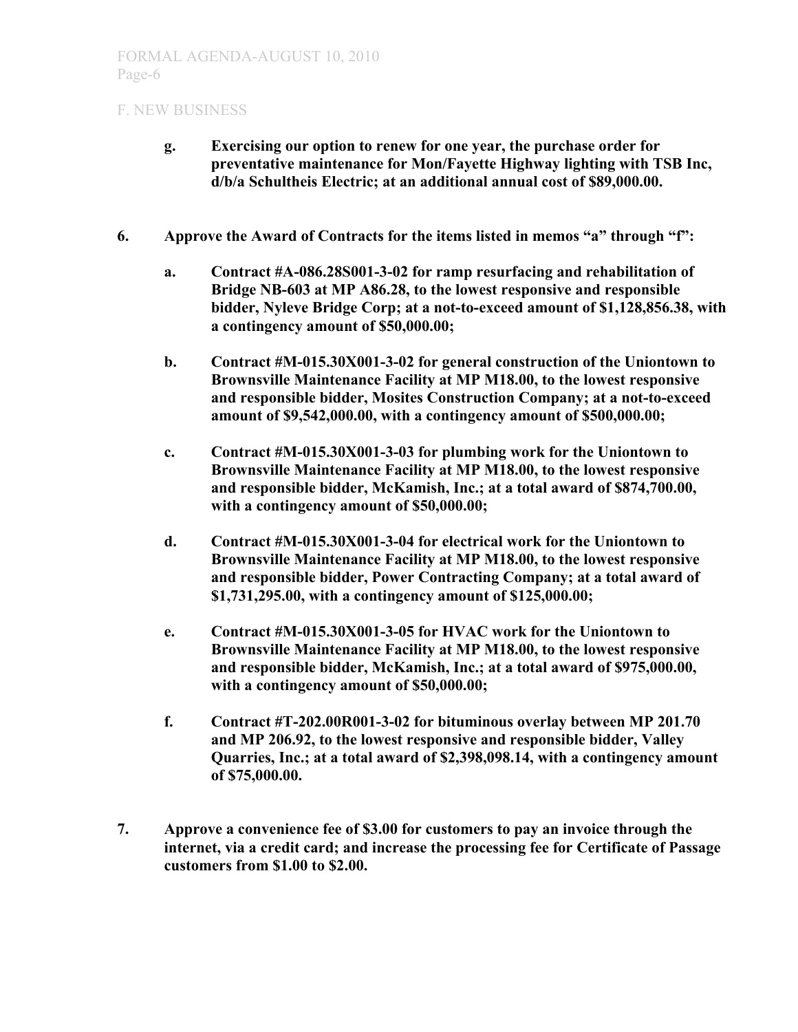F. NEW BUSINESS

- **g. Exercising our option to renew for one year, the purchase order for preventative maintenance for Mon/Fayette Highway lighting with TSB Inc, d/b/a Schultheis Electric; at an additional annual cost of $89,000.00.**

**6. Approve the Award of Contracts for the items listed in memos "a" through "f":**

- **a. Contract #A-086.28S001-3-02 for ramp resurfacing and rehabilitation of Bridge NB-603 at MP A86.28, to the lowest responsive and responsible bidder, Nyleve Bridge Corp; at a not-to-exceed amount of $1,128,856.38, with a contingency amount of $50,000.00;**

- **b. Contract #M-015.30X001-3-02 for general construction of the Uniontown to Brownsville Maintenance Facility at MP M18.00, to the lowest responsive and responsible bidder, Mosites Construction Company; at a not-to-exceed amount of $9,542,000.00, with a contingency amount of $500,000.00;**

- **c. Contract #M-015.30X001-3-03 for plumbing work for the Uniontown to Brownsville Maintenance Facility at MP M18.00, to the lowest responsive and responsible bidder, McKamish, Inc.; at a total award of $874,700.00, with a contingency amount of $50,000.00;**

- **d. Contract #M-015.30X001-3-04 for electrical work for the Uniontown to Brownsville Maintenance Facility at MP M18.00, to the lowest responsive and responsible bidder, Power Contracting Company; at a total award of $1,731,295.00, with a contingency amount of $125,000.00;**

- **e. Contract #M-015.30X001-3-05 for HVAC work for the Uniontown to Brownsville Maintenance Facility at MP M18.00, to the lowest responsive and responsible bidder, McKamish, Inc.; at a total award of $975,000.00, with a contingency amount of $50,000.00;**

- **f. Contract #T-202.00R001-3-02 for bituminous overlay between MP 201.70 and MP 206.92, to the lowest responsive and responsible bidder, Valley Quarries, Inc.; at a total award of $2,398,098.14, with a contingency amount of $75,000.00.**

**7. Approve a convenience fee of $3.00 for customers to pay an invoice through the internet, via a credit card; and increase the processing fee for Certificate of Passage customers from $1.00 to $2.00.**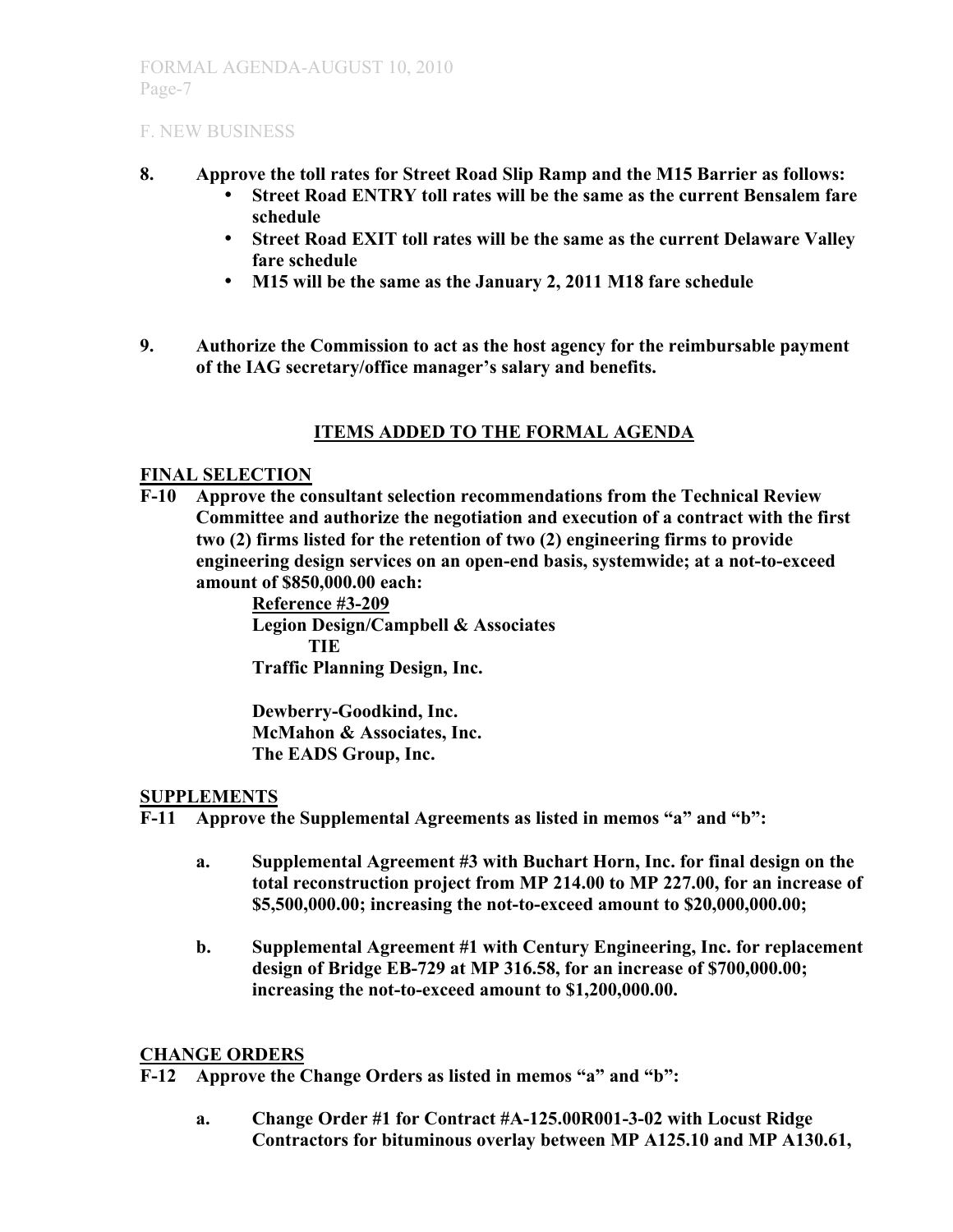F. NEW BUSINESS

**8. Approve the toll rates for Street Road Slip Ramp and the M15 Barrier as follows:**

- **Street Road ENTRY toll rates will be the same as the current Bensalem fare schedule**
- **Street Road EXIT toll rates will be the same as the current Delaware Valley fare schedule**
- **M15 will be the same as the January 2, 2011 M18 fare schedule**

**9. Authorize the Commission to act as the host agency for the reimbursable payment of the IAG secretary/office manager's salary and benefits.**

## ITEMS ADDED TO THE FORMAL AGENDA

### FINAL SELECTION

**F-10 Approve the consultant selection recommendations from the Technical Review Committee and authorize the negotiation and execution of a contract with the first two (2) firms listed for the retention of two (2) engineering firms to provide engineering design services on an open-end basis, systemwide; at a not-to-exceed amount of $850,000.00 each:**

**Reference #3-209**
**Legion Design/Campbell & Associates**
**TIE**
**Traffic Planning Design, Inc.**

**Dewberry-Goodkind, Inc.**
**McMahon & Associates, Inc.**
**The EADS Group, Inc.**

### SUPPLEMENTS

**F-11 Approve the Supplemental Agreements as listed in memos "a" and "b":**

**a. Supplemental Agreement #3 with Buchart Horn, Inc. for final design on the total reconstruction project from MP 214.00 to MP 227.00, for an increase of $5,500,000.00; increasing the not-to-exceed amount to $20,000,000.00;**

**b. Supplemental Agreement #1 with Century Engineering, Inc. for replacement design of Bridge EB-729 at MP 316.58, for an increase of $700,000.00; increasing the not-to-exceed amount to $1,200,000.00.**

### CHANGE ORDERS

**F-12 Approve the Change Orders as listed in memos "a" and "b":**

**a. Change Order #1 for Contract #A-125.00R001-3-02 with Locust Ridge Contractors for bituminous overlay between MP A125.10 and MP A130.61,**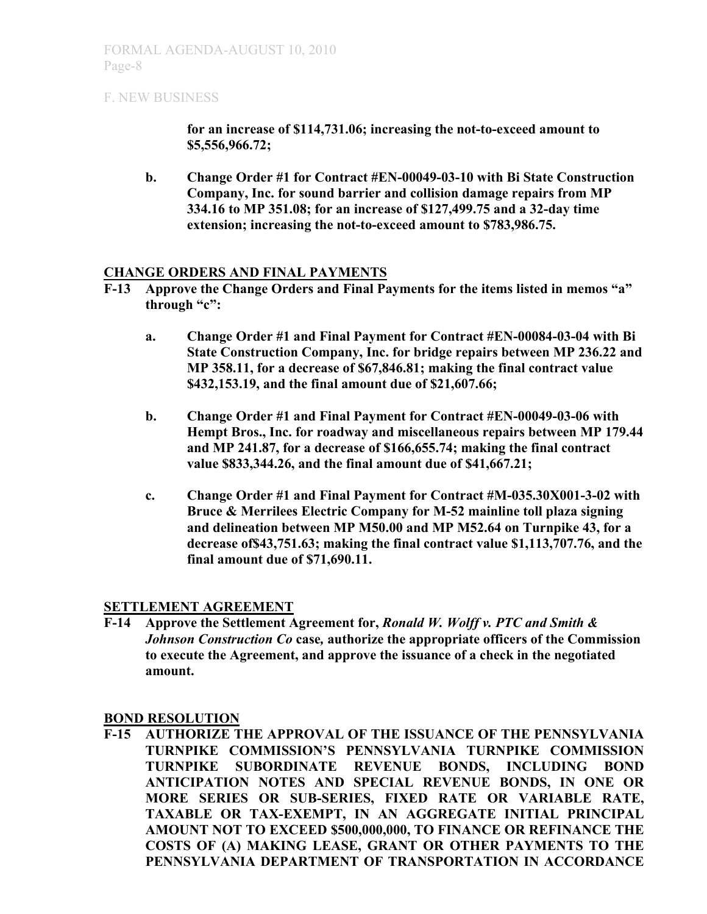F. NEW BUSINESS

**for an increase of $114,731.06; increasing the not-to-exceed amount to $5,556,966.72;**

**b. Change Order #1 for Contract #EN-00049-03-10 with Bi State Construction Company, Inc. for sound barrier and collision damage repairs from MP 334.16 to MP 351.08; for an increase of $127,499.75 and a 32-day time extension; increasing the not-to-exceed amount to $783,986.75.**

**CHANGE ORDERS AND FINAL PAYMENTS**

**F-13 Approve the Change Orders and Final Payments for the items listed in memos "a" through "c":**

**a. Change Order #1 and Final Payment for Contract #EN-00084-03-04 with Bi State Construction Company, Inc. for bridge repairs between MP 236.22 and MP 358.11, for a decrease of $67,846.81; making the final contract value $432,153.19, and the final amount due of $21,607.66;**

**b. Change Order #1 and Final Payment for Contract #EN-00049-03-06 with Hempt Bros., Inc. for roadway and miscellaneous repairs between MP 179.44 and MP 241.87, for a decrease of $166,655.74; making the final contract value $833,344.26, and the final amount due of $41,667.21;**

**c. Change Order #1 and Final Payment for Contract #M-035.30X001-3-02 with Bruce & Merrilees Electric Company for M-52 mainline toll plaza signing and delineation between MP M50.00 and MP M52.64 on Turnpike 43, for a decrease of$43,751.63; making the final contract value $1,113,707.76, and the final amount due of $71,690.11.**

**SETTLEMENT AGREEMENT**

**F-14 Approve the Settlement Agreement for, *Ronald W. Wolff v. PTC and Smith & Johnson Construction Co* case, authorize the appropriate officers of the Commission to execute the Agreement, and approve the issuance of a check in the negotiated amount.**

**BOND RESOLUTION**

**F-15 AUTHORIZE THE APPROVAL OF THE ISSUANCE OF THE PENNSYLVANIA TURNPIKE COMMISSION'S PENNSYLVANIA TURNPIKE COMMISSION TURNPIKE SUBORDINATE REVENUE BONDS, INCLUDING BOND ANTICIPATION NOTES AND SPECIAL REVENUE BONDS, IN ONE OR MORE SERIES OR SUB-SERIES, FIXED RATE OR VARIABLE RATE, TAXABLE OR TAX-EXEMPT, IN AN AGGREGATE INITIAL PRINCIPAL AMOUNT NOT TO EXCEED $500,000,000, TO FINANCE OR REFINANCE THE COSTS OF (A) MAKING LEASE, GRANT OR OTHER PAYMENTS TO THE PENNSYLVANIA DEPARTMENT OF TRANSPORTATION IN ACCORDANCE**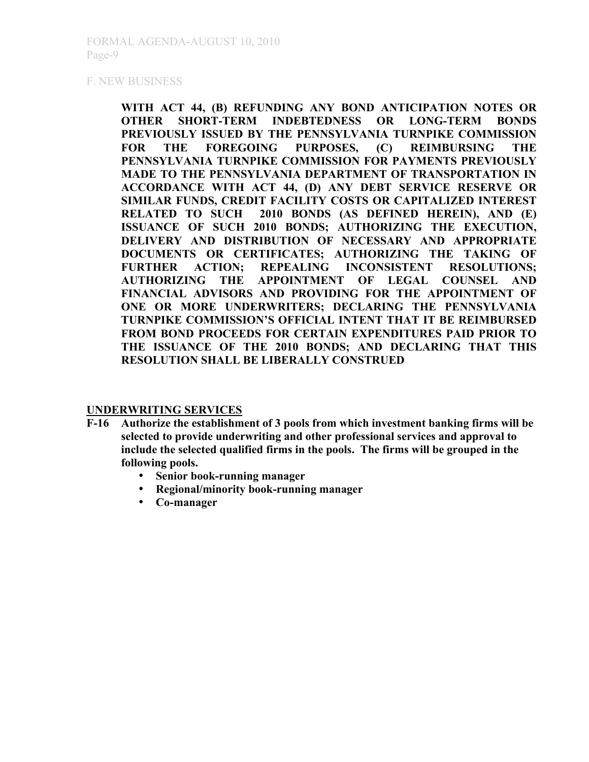F. NEW BUSINESS

**WITH ACT 44, (B) REFUNDING ANY BOND ANTICIPATION NOTES OR OTHER SHORT-TERM INDEBTEDNESS OR LONG-TERM BONDS PREVIOUSLY ISSUED BY THE PENNSYLVANIA TURNPIKE COMMISSION FOR THE FOREGOING PURPOSES, (C) REIMBURSING THE PENNSYLVANIA TURNPIKE COMMISSION FOR PAYMENTS PREVIOUSLY MADE TO THE PENNSYLVANIA DEPARTMENT OF TRANSPORTATION IN ACCORDANCE WITH ACT 44, (D) ANY DEBT SERVICE RESERVE OR SIMILAR FUNDS, CREDIT FACILITY COSTS OR CAPITALIZED INTEREST RELATED TO SUCH 2010 BONDS (AS DEFINED HEREIN), AND (E) ISSUANCE OF SUCH 2010 BONDS; AUTHORIZING THE EXECUTION, DELIVERY AND DISTRIBUTION OF NECESSARY AND APPROPRIATE DOCUMENTS OR CERTIFICATES; AUTHORIZING THE TAKING OF FURTHER ACTION; REPEALING INCONSISTENT RESOLUTIONS; AUTHORIZING THE APPOINTMENT OF LEGAL COUNSEL AND FINANCIAL ADVISORS AND PROVIDING FOR THE APPOINTMENT OF ONE OR MORE UNDERWRITERS; DECLARING THE PENNSYLVANIA TURNPIKE COMMISSION'S OFFICIAL INTENT THAT IT BE REIMBURSED FROM BOND PROCEEDS FOR CERTAIN EXPENDITURES PAID PRIOR TO THE ISSUANCE OF THE 2010 BONDS; AND DECLARING THAT THIS RESOLUTION SHALL BE LIBERALLY CONSTRUED**

**UNDERWRITING SERVICES**

**F-16 Authorize the establishment of 3 pools from which investment banking firms will be selected to provide underwriting and other professional services and approval to include the selected qualified firms in the pools. The firms will be grouped in the following pools.**

- **Senior book-running manager**
- **Regional/minority book-running manager**
- **Co-manager**